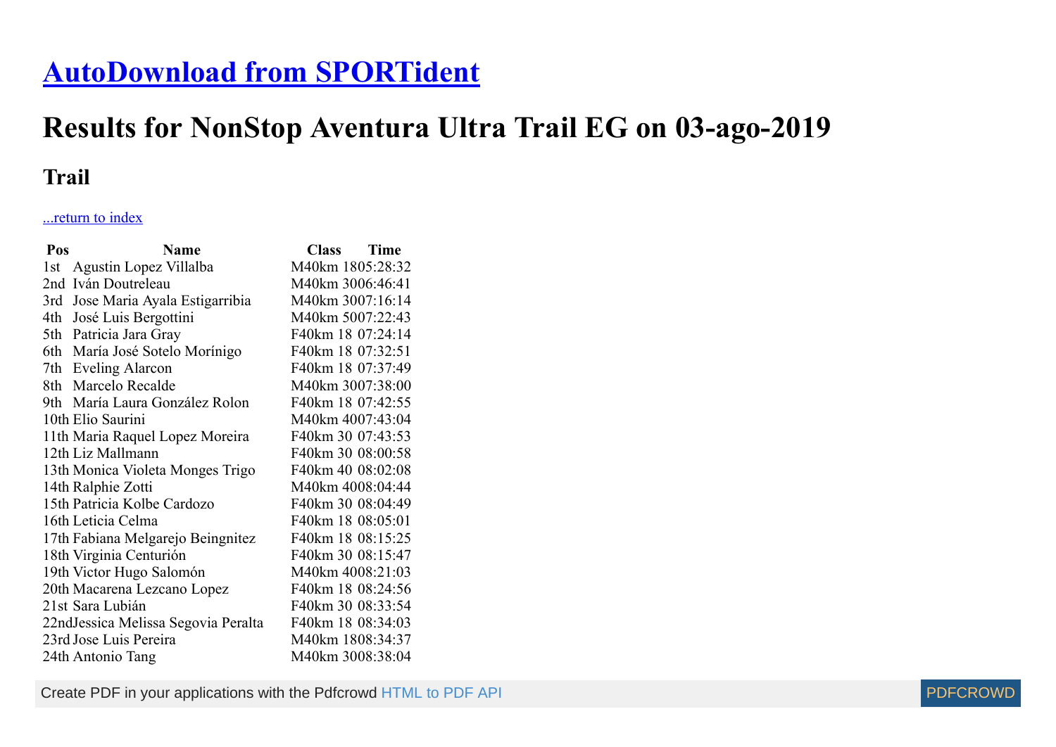# [AutoDownload from SPORTident]()

# Results for NonStop Aventura Ultra Trail EG on 03-ago-2019

## Trail

[...return to index]()

| Pos | Name | Class | Time |
|---|---|---|---|
| 1st | Agustin Lopez Villalba | M40km 18 | 05:28:32 |
| 2nd | Iván Doutreleau | M40km 30 | 06:46:41 |
| 3rd | Jose Maria Ayala Estigarribia | M40km 30 | 07:16:14 |
| 4th | José Luis Bergottini | M40km 50 | 07:22:43 |
| 5th | Patricia Jara Gray | F40km 18 | 07:24:14 |
| 6th | María José Sotelo Morínigo | F40km 18 | 07:32:51 |
| 7th | Eveling Alarcon | F40km 18 | 07:37:49 |
| 8th | Marcelo Recalde | M40km 30 | 07:38:00 |
| 9th | María Laura González Rolon | F40km 18 | 07:42:55 |
| 10th | Elio Saurini | M40km 40 | 07:43:04 |
| 11th | Maria Raquel Lopez Moreira | F40km 30 | 07:43:53 |
| 12th | Liz Mallmann | F40km 30 | 08:00:58 |
| 13th | Monica Violeta Monges Trigo | F40km 40 | 08:02:08 |
| 14th | Ralphie Zotti | M40km 40 | 08:04:44 |
| 15th | Patricia Kolbe Cardozo | F40km 30 | 08:04:49 |
| 16th | Leticia Celma | F40km 18 | 08:05:01 |
| 17th | Fabiana Melgarejo Beingnitez | F40km 18 | 08:15:25 |
| 18th | Virginia Centurión | F40km 30 | 08:15:47 |
| 19th | Victor Hugo Salomón | M40km 40 | 08:21:03 |
| 20th | Macarena Lezcano Lopez | F40km 18 | 08:24:56 |
| 21st | Sara Lubián | F40km 30 | 08:33:54 |
| 22nd | Jessica Melissa Segovia Peralta | F40km 18 | 08:34:03 |
| 23rd | Jose Luis Pereira | M40km 18 | 08:34:37 |
| 24th | Antonio Tang | M40km 30 | 08:38:04 |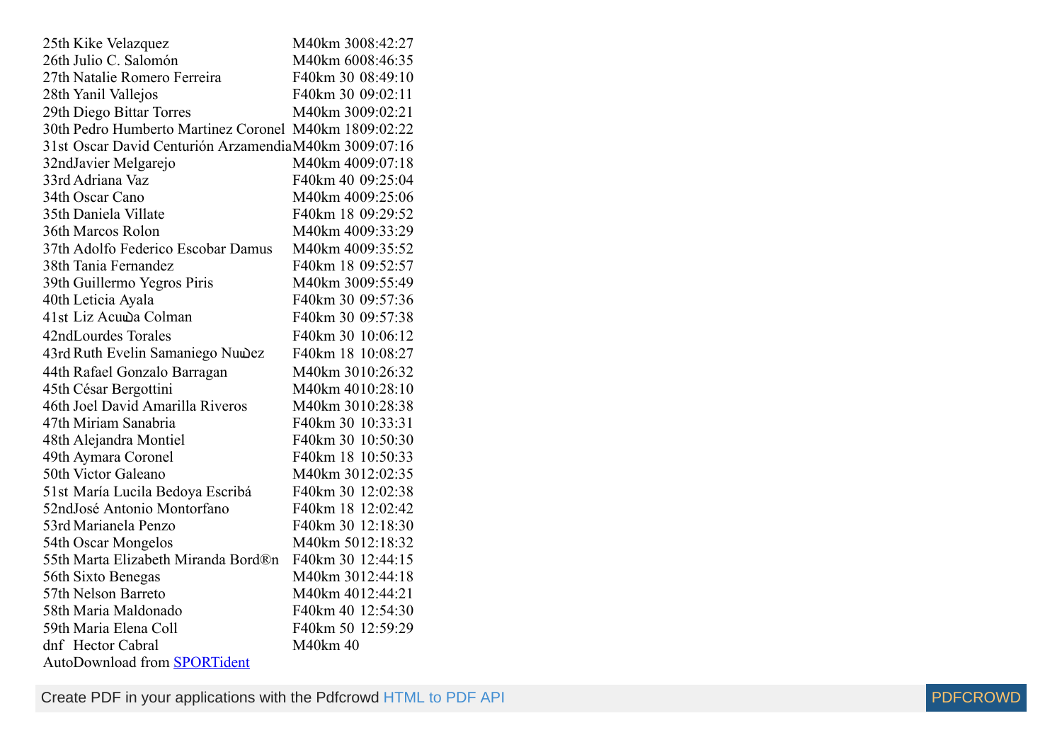| | | | |
|---|---|---|---|
| 25th | Kike Velazquez | M40km 30 | 08:42:27 |
| 26th | Julio C. Salomón | M40km 60 | 08:46:35 |
| 27th | Natalie Romero Ferreira | F40km 30 | 08:49:10 |
| 28th | Yanil Vallejos | F40km 30 | 09:02:11 |
| 29th | Diego Bittar Torres | M40km 30 | 09:02:21 |
| 30th | Pedro Humberto Martinez Coronel | M40km 18 | 09:02:22 |
| 31st | Oscar David Centurión Arzamendia | M40km 30 | 09:07:16 |
| 32nd | Javier Melgarejo | M40km 40 | 09:07:18 |
| 33rd | Adriana Vaz | F40km 40 | 09:25:04 |
| 34th | Oscar Cano | M40km 40 | 09:25:06 |
| 35th | Daniela Villate | F40km 18 | 09:29:52 |
| 36th | Marcos Rolon | M40km 40 | 09:33:29 |
| 37th | Adolfo Federico Escobar Damus | M40km 40 | 09:35:52 |
| 38th | Tania Fernandez | F40km 18 | 09:52:57 |
| 39th | Guillermo Yegros Piris | M40km 30 | 09:55:49 |
| 40th | Leticia Ayala | F40km 30 | 09:57:36 |
| 41st | Liz Acuña Colman | F40km 30 | 09:57:38 |
| 42nd | Lourdes Torales | F40km 30 | 10:06:12 |
| 43rd | Ruth Evelin Samaniego Nuñez | F40km 18 | 10:08:27 |
| 44th | Rafael Gonzalo Barragan | M40km 30 | 10:26:32 |
| 45th | César Bergottini | M40km 40 | 10:28:10 |
| 46th | Joel David Amarilla Riveros | M40km 30 | 10:28:38 |
| 47th | Miriam Sanabria | F40km 30 | 10:33:31 |
| 48th | Alejandra Montiel | F40km 30 | 10:50:30 |
| 49th | Aymara Coronel | F40km 18 | 10:50:33 |
| 50th | Victor Galeano | M40km 30 | 12:02:35 |
| 51st | María Lucila Bedoya Escribá | F40km 30 | 12:02:38 |
| 52nd | José Antonio Montorfano | F40km 18 | 12:02:42 |
| 53rd | Marianela Penzo | F40km 30 | 12:18:30 |
| 54th | Oscar Mongelos | M40km 50 | 12:18:32 |
| 55th | Marta Elizabeth Miranda Bord®n | F40km 30 | 12:44:15 |
| 56th | Sixto Benegas | M40km 30 | 12:44:18 |
| 57th | Nelson Barreto | M40km 40 | 12:44:21 |
| 58th | Maria Maldonado | F40km 40 | 12:54:30 |
| 59th | Maria Elena Coll | F40km 50 | 12:59:29 |
| dnf | Hector Cabral | M40km 40 | |

AutoDownload from SPORTident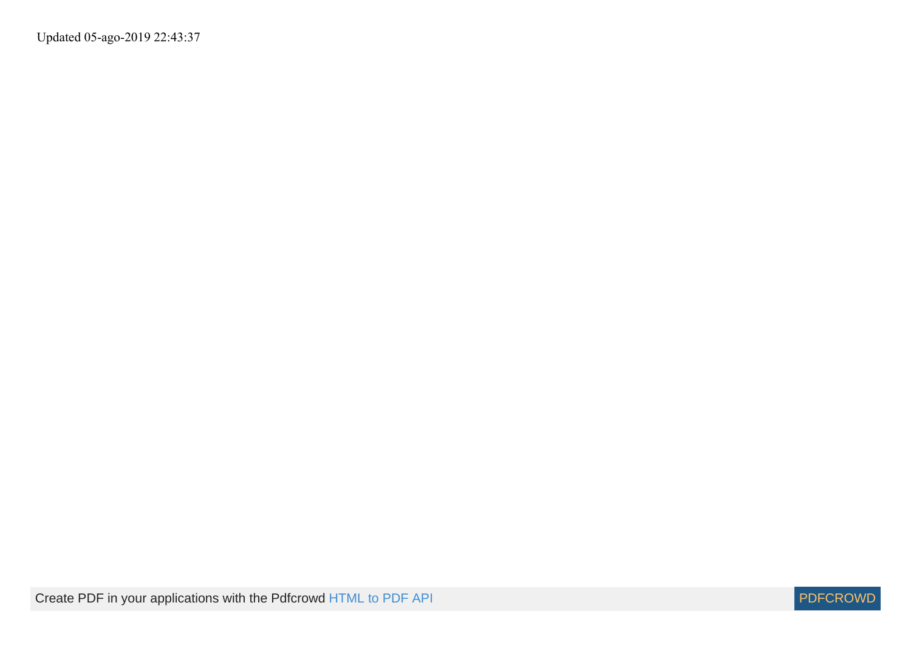Updated 05-ago-2019 22:43:37